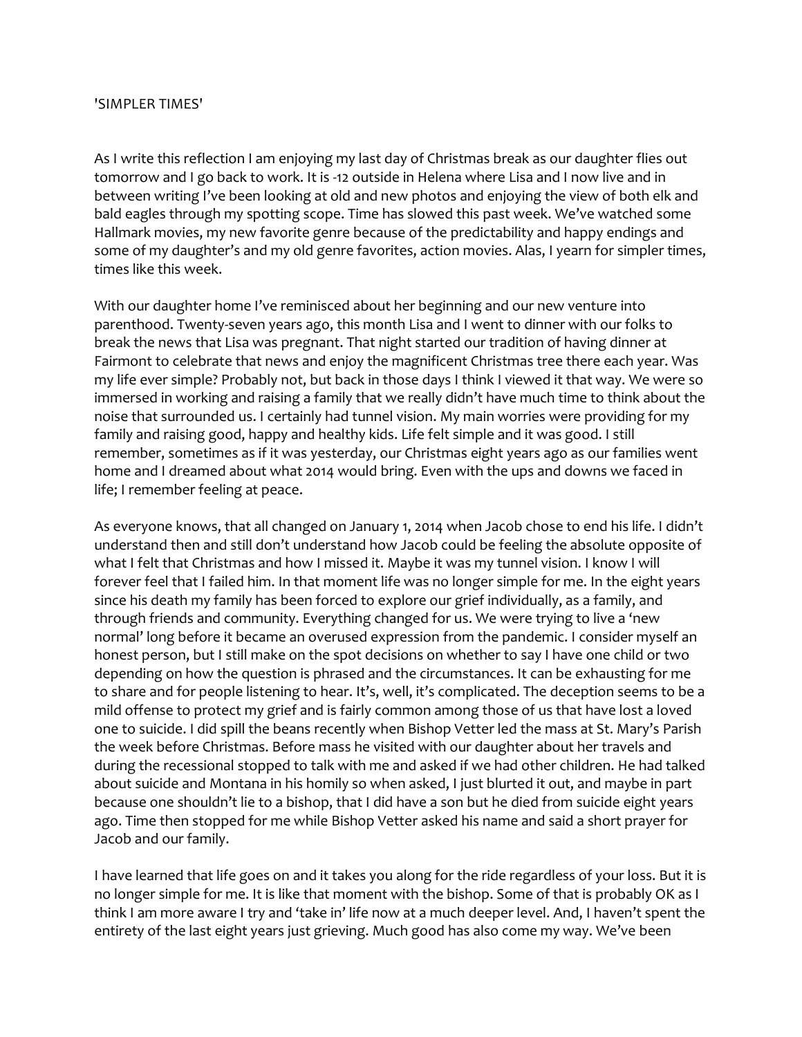'SIMPLER TIMES'

As I write this reflection I am enjoying my last day of Christmas break as our daughter flies out tomorrow and I go back to work. It is -12 outside in Helena where Lisa and I now live and in between writing I've been looking at old and new photos and enjoying the view of both elk and bald eagles through my spotting scope. Time has slowed this past week. We've watched some Hallmark movies, my new favorite genre because of the predictability and happy endings and some of my daughter's and my old genre favorites, action movies. Alas, I yearn for simpler times, times like this week.

With our daughter home I've reminisced about her beginning and our new venture into parenthood. Twenty-seven years ago, this month Lisa and I went to dinner with our folks to break the news that Lisa was pregnant. That night started our tradition of having dinner at Fairmont to celebrate that news and enjoy the magnificent Christmas tree there each year. Was my life ever simple? Probably not, but back in those days I think I viewed it that way. We were so immersed in working and raising a family that we really didn't have much time to think about the noise that surrounded us. I certainly had tunnel vision. My main worries were providing for my family and raising good, happy and healthy kids. Life felt simple and it was good. I still remember, sometimes as if it was yesterday, our Christmas eight years ago as our families went home and I dreamed about what 2014 would bring. Even with the ups and downs we faced in life; I remember feeling at peace.

As everyone knows, that all changed on January 1, 2014 when Jacob chose to end his life. I didn't understand then and still don't understand how Jacob could be feeling the absolute opposite of what I felt that Christmas and how I missed it. Maybe it was my tunnel vision. I know I will forever feel that I failed him. In that moment life was no longer simple for me. In the eight years since his death my family has been forced to explore our grief individually, as a family, and through friends and community. Everything changed for us. We were trying to live a 'new normal' long before it became an overused expression from the pandemic. I consider myself an honest person, but I still make on the spot decisions on whether to say I have one child or two depending on how the question is phrased and the circumstances. It can be exhausting for me to share and for people listening to hear. It's, well, it's complicated. The deception seems to be a mild offense to protect my grief and is fairly common among those of us that have lost a loved one to suicide. I did spill the beans recently when Bishop Vetter led the mass at St. Mary's Parish the week before Christmas. Before mass he visited with our daughter about her travels and during the recessional stopped to talk with me and asked if we had other children. He had talked about suicide and Montana in his homily so when asked, I just blurted it out, and maybe in part because one shouldn't lie to a bishop, that I did have a son but he died from suicide eight years ago. Time then stopped for me while Bishop Vetter asked his name and said a short prayer for Jacob and our family.

I have learned that life goes on and it takes you along for the ride regardless of your loss. But it is no longer simple for me. It is like that moment with the bishop. Some of that is probably OK as I think I am more aware I try and 'take in' life now at a much deeper level. And, I haven't spent the entirety of the last eight years just grieving. Much good has also come my way. We've been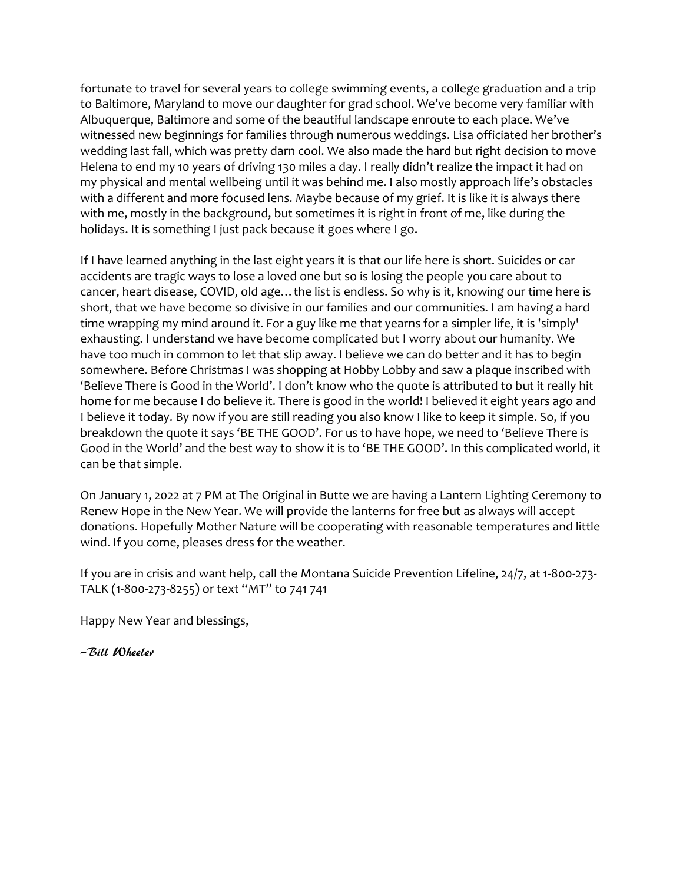fortunate to travel for several years to college swimming events, a college graduation and a trip to Baltimore, Maryland to move our daughter for grad school. We've become very familiar with Albuquerque, Baltimore and some of the beautiful landscape enroute to each place. We've witnessed new beginnings for families through numerous weddings. Lisa officiated her brother's wedding last fall, which was pretty darn cool. We also made the hard but right decision to move Helena to end my 10 years of driving 130 miles a day. I really didn't realize the impact it had on my physical and mental wellbeing until it was behind me. I also mostly approach life's obstacles with a different and more focused lens. Maybe because of my grief. It is like it is always there with me, mostly in the background, but sometimes it is right in front of me, like during the holidays. It is something I just pack because it goes where I go.

If I have learned anything in the last eight years it is that our life here is short. Suicides or car accidents are tragic ways to lose a loved one but so is losing the people you care about to cancer, heart disease, COVID, old age…the list is endless. So why is it, knowing our time here is short, that we have become so divisive in our families and our communities. I am having a hard time wrapping my mind around it. For a guy like me that yearns for a simpler life, it is 'simply' exhausting. I understand we have become complicated but I worry about our humanity. We have too much in common to let that slip away. I believe we can do better and it has to begin somewhere. Before Christmas I was shopping at Hobby Lobby and saw a plaque inscribed with 'Believe There is Good in the World'. I don't know who the quote is attributed to but it really hit home for me because I do believe it. There is good in the world! I believed it eight years ago and I believe it today. By now if you are still reading you also know I like to keep it simple. So, if you breakdown the quote it says 'BE THE GOOD'. For us to have hope, we need to 'Believe There is Good in the World' and the best way to show it is to 'BE THE GOOD'. In this complicated world, it can be that simple.

On January 1, 2022 at 7 PM at The Original in Butte we are having a Lantern Lighting Ceremony to Renew Hope in the New Year. We will provide the lanterns for free but as always will accept donations. Hopefully Mother Nature will be cooperating with reasonable temperatures and little wind. If you come, pleases dress for the weather.

If you are in crisis and want help, call the Montana Suicide Prevention Lifeline, 24/7, at 1-800-273-TALK (1-800-273-8255) or text "MT" to 741 741

Happy New Year and blessings,

*~Bill Wheeler*